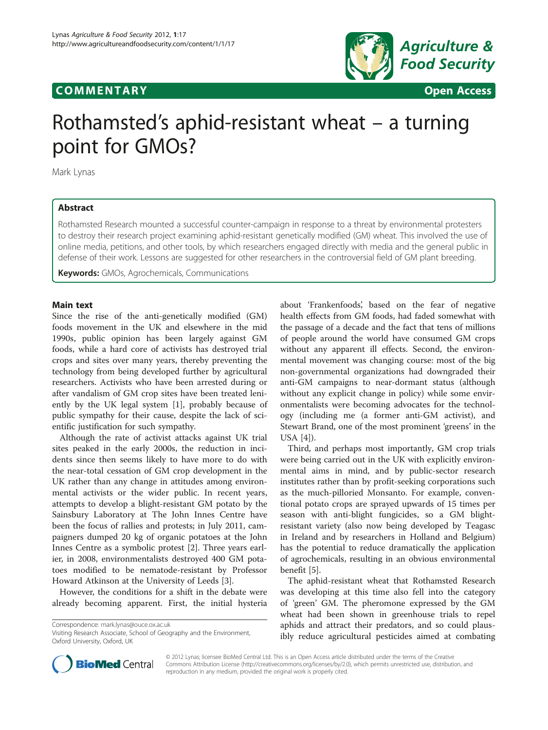COMMENTARY Open Access

# Rothamsted's aphid-resistant wheat – a turning point for GMOs?

Mark Lynas

## Abstract

Rothamsted Research mounted a successful counter-campaign in response to a threat by environmental protesters to destroy their research project examining aphid-resistant genetically modified (GM) wheat. This involved the use of online media, petitions, and other tools, by which researchers engaged directly with media and the general public in defense of their work. Lessons are suggested for other researchers in the controversial field of GM plant breeding.

**Keywords:** GMOs, Agrochemicals, Communications

## Main text

Since the rise of the anti-genetically modified (GM) foods movement in the UK and elsewhere in the mid 1990s, public opinion has been largely against GM foods, while a hard core of activists has destroyed trial crops and sites over many years, thereby preventing the technology from being developed further by agricultural researchers. Activists who have been arrested during or after vandalism of GM crop sites have been treated leniently by the UK legal system [1], probably because of public sympathy for their cause, despite the lack of scientific justification for such sympathy.

Although the rate of activist attacks against UK trial sites peaked in the early 2000s, the reduction in incidents since then seems likely to have more to do with the near-total cessation of GM crop development in the UK rather than any change in attitudes among environmental activists or the wider public. In recent years, attempts to develop a blight-resistant GM potato by the Sainsbury Laboratory at The John Innes Centre have been the focus of rallies and protests; in July 2011, campaigners dumped 20 kg of organic potatoes at the John Innes Centre as a symbolic protest [2]. Three years earlier, in 2008, environmentalists destroyed 400 GM potatoes modified to be nematode-resistant by Professor Howard Atkinson at the University of Leeds [3].

However, the conditions for a shift in the debate were already becoming apparent. First, the initial hysteria about 'Frankenfoods', based on the fear of negative health effects from GM foods, had faded somewhat with the passage of a decade and the fact that tens of millions of people around the world have consumed GM crops without any apparent ill effects. Second, the environmental movement was changing course: most of the big non-governmental organizations had downgraded their anti-GM campaigns to near-dormant status (although without any explicit change in policy) while some environmentalists were becoming advocates for the technology (including me (a former anti-GM activist), and Stewart Brand, one of the most prominent 'greens' in the USA [4]).

Third, and perhaps most importantly, GM crop trials were being carried out in the UK with explicitly environmental aims in mind, and by public-sector research institutes rather than by profit-seeking corporations such as the much-pilloried Monsanto. For example, conventional potato crops are sprayed upwards of 15 times per season with anti-blight fungicides, so a GM blight-resistant variety (also now being developed by Teagasc in Ireland and by researchers in Holland and Belgium) has the potential to reduce dramatically the application of agrochemicals, resulting in an obvious environmental benefit [5].

The aphid-resistant wheat that Rothamsted Research was developing at this time also fell into the category of 'green' GM. The pheromone expressed by the GM wheat had been shown in greenhouse trials to repel aphids and attract their predators, and so could plausibly reduce agricultural pesticides aimed at combating

Correspondence: mark.lynas@ouce.ox.ac.uk
Visiting Research Associate, School of Geography and the Environment, Oxford University, Oxford, UK

© 2012 Lynas; licensee BioMed Central Ltd. This is an Open Access article distributed under the terms of the Creative Commons Attribution License (http://creativecommons.org/licenses/by/2.0), which permits unrestricted use, distribution, and reproduction in any medium, provided the original work is properly cited.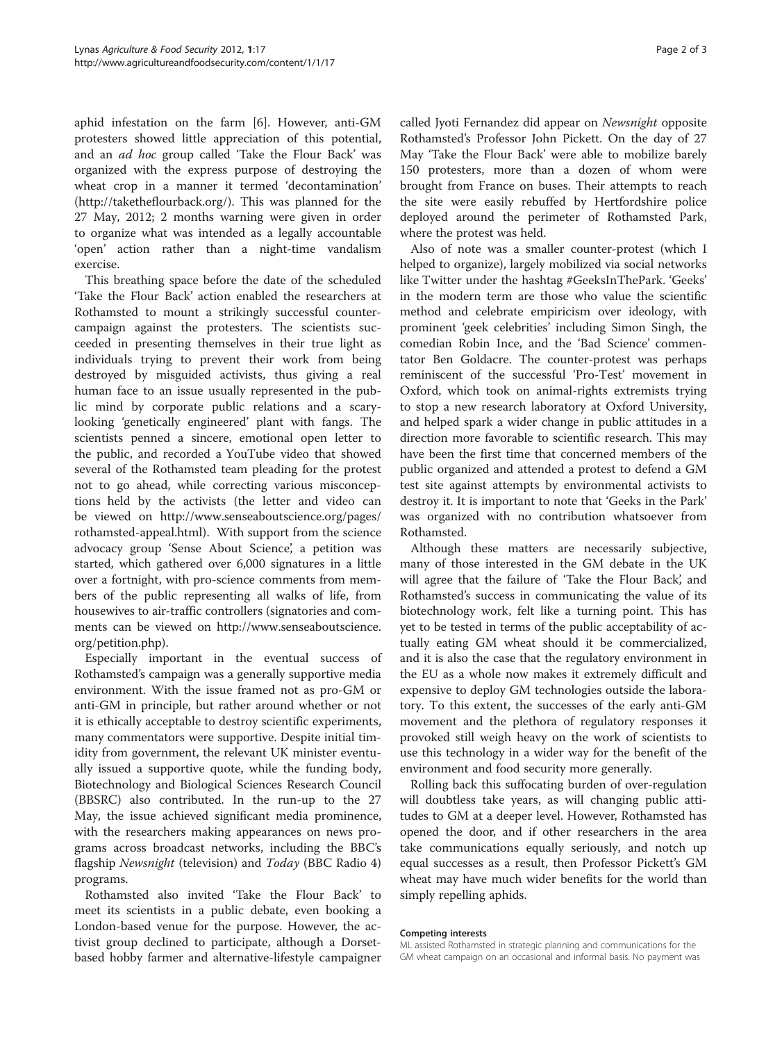aphid infestation on the farm [6]. However, anti-GM protesters showed little appreciation of this potential, and an *ad hoc* group called 'Take the Flour Back' was organized with the express purpose of destroying the wheat crop in a manner it termed 'decontamination' (http://taketheflourback.org/). This was planned for the 27 May, 2012; 2 months warning were given in order to organize what was intended as a legally accountable 'open' action rather than a night-time vandalism exercise.

This breathing space before the date of the scheduled 'Take the Flour Back' action enabled the researchers at Rothamsted to mount a strikingly successful counter-campaign against the protesters. The scientists succeeded in presenting themselves in their true light as individuals trying to prevent their work from being destroyed by misguided activists, thus giving a real human face to an issue usually represented in the public mind by corporate public relations and a scary-looking 'genetically engineered' plant with fangs. The scientists penned a sincere, emotional open letter to the public, and recorded a YouTube video that showed several of the Rothamsted team pleading for the protest not to go ahead, while correcting various misconceptions held by the activists (the letter and video can be viewed on http://www.senseaboutscience.org/pages/rothamsted-appeal.html). With support from the science advocacy group 'Sense About Science', a petition was started, which gathered over 6,000 signatures in a little over a fortnight, with pro-science comments from members of the public representing all walks of life, from housewives to air-traffic controllers (signatories and comments can be viewed on http://www.senseaboutscience.org/petition.php).

Especially important in the eventual success of Rothamsted's campaign was a generally supportive media environment. With the issue framed not as pro-GM or anti-GM in principle, but rather around whether or not it is ethically acceptable to destroy scientific experiments, many commentators were supportive. Despite initial timidity from government, the relevant UK minister eventually issued a supportive quote, while the funding body, Biotechnology and Biological Sciences Research Council (BBSRC) also contributed. In the run-up to the 27 May, the issue achieved significant media prominence, with the researchers making appearances on news programs across broadcast networks, including the BBC's flagship *Newsnight* (television) and *Today* (BBC Radio 4) programs.

Rothamsted also invited 'Take the Flour Back' to meet its scientists in a public debate, even booking a London-based venue for the purpose. However, the activist group declined to participate, although a Dorset-based hobby farmer and alternative-lifestyle campaigner called Jyoti Fernandez did appear on *Newsnight* opposite Rothamsted's Professor John Pickett. On the day of 27 May 'Take the Flour Back' were able to mobilize barely 150 protesters, more than a dozen of whom were brought from France on buses. Their attempts to reach the site were easily rebuffed by Hertfordshire police deployed around the perimeter of Rothamsted Park, where the protest was held.

Also of note was a smaller counter-protest (which I helped to organize), largely mobilized via social networks like Twitter under the hashtag #GeeksInThePark. 'Geeks' in the modern term are those who value the scientific method and celebrate empiricism over ideology, with prominent 'geek celebrities' including Simon Singh, the comedian Robin Ince, and the 'Bad Science' commentator Ben Goldacre. The counter-protest was perhaps reminiscent of the successful 'Pro-Test' movement in Oxford, which took on animal-rights extremists trying to stop a new research laboratory at Oxford University, and helped spark a wider change in public attitudes in a direction more favorable to scientific research. This may have been the first time that concerned members of the public organized and attended a protest to defend a GM test site against attempts by environmental activists to destroy it. It is important to note that 'Geeks in the Park' was organized with no contribution whatsoever from Rothamsted.

Although these matters are necessarily subjective, many of those interested in the GM debate in the UK will agree that the failure of 'Take the Flour Back', and Rothamsted's success in communicating the value of its biotechnology work, felt like a turning point. This has yet to be tested in terms of the public acceptability of actually eating GM wheat should it be commercialized, and it is also the case that the regulatory environment in the EU as a whole now makes it extremely difficult and expensive to deploy GM technologies outside the laboratory. To this extent, the successes of the early anti-GM movement and the plethora of regulatory responses it provoked still weigh heavy on the work of scientists to use this technology in a wider way for the benefit of the environment and food security more generally.

Rolling back this suffocating burden of over-regulation will doubtless take years, as will changing public attitudes to GM at a deeper level. However, Rothamsted has opened the door, and if other researchers in the area take communications equally seriously, and notch up equal successes as a result, then Professor Pickett's GM wheat may have much wider benefits for the world than simply repelling aphids.

#### Competing interests

ML assisted Rothamsted in strategic planning and communications for the GM wheat campaign on an occasional and informal basis. No payment was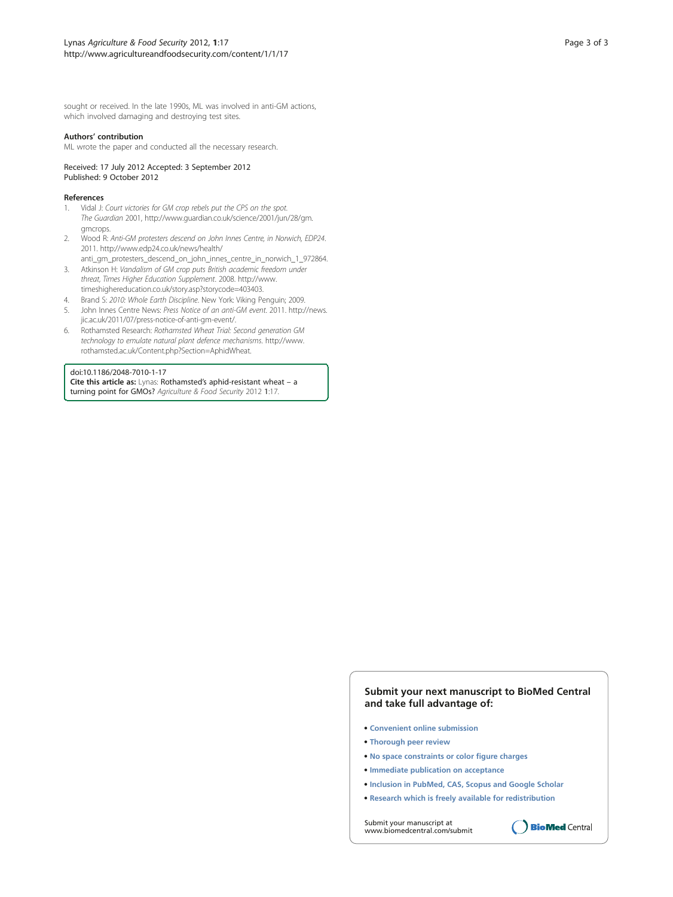sought or received. In the late 1990s, ML was involved in anti-GM actions, which involved damaging and destroying test sites.

#### Authors' contribution

ML wrote the paper and conducted all the necessary research.

Received: 17 July 2012 Accepted: 3 September 2012
Published: 9 October 2012

#### References

1. Vidal J: *Court victories for GM crop rebels put the CPS on the spot. The Guardian* 2001, http://www.guardian.co.uk/science/2001/jun/28/gm.gmcrops.
2. Wood R: *Anti-GM protesters descend on John Innes Centre, in Norwich, EDP24*. 2011. http://www.edp24.co.uk/news/health/anti_gm_protesters_descend_on_john_innes_centre_in_norwich_1_972864.
3. Atkinson H: *Vandalism of GM crop puts British academic freedom under threat, Times Higher Education Supplement*. 2008. http://www.timeshighereducation.co.uk/story.asp?storycode=403403.
4. Brand S: *2010: Whole Earth Discipline*. New York: Viking Penguin; 2009.
5. John Innes Centre News: *Press Notice of an anti-GM event*. 2011. http://news.jic.ac.uk/2011/07/press-notice-of-anti-gm-event/.
6. Rothamsted Research: *Rothamsted Wheat Trial: Second generation GM technology to emulate natural plant defence mechanisms*. http://www.rothamsted.ac.uk/Content.php?Section=AphidWheat.

doi:10.1186/2048-7010-1-17
**Cite this article as:** Lynas: Rothamsted's aphid-resistant wheat – a turning point for GMOs? *Agriculture & Food Security* 2012 **1**:17.

**Submit your next manuscript to BioMed Central and take full advantage of:**

- **Convenient online submission**
- **Thorough peer review**
- **No space constraints or color figure charges**
- **Immediate publication on acceptance**
- **Inclusion in PubMed, CAS, Scopus and Google Scholar**
- **Research which is freely available for redistribution**

Submit your manuscript at
www.biomedcentral.com/submit

BioMed Central